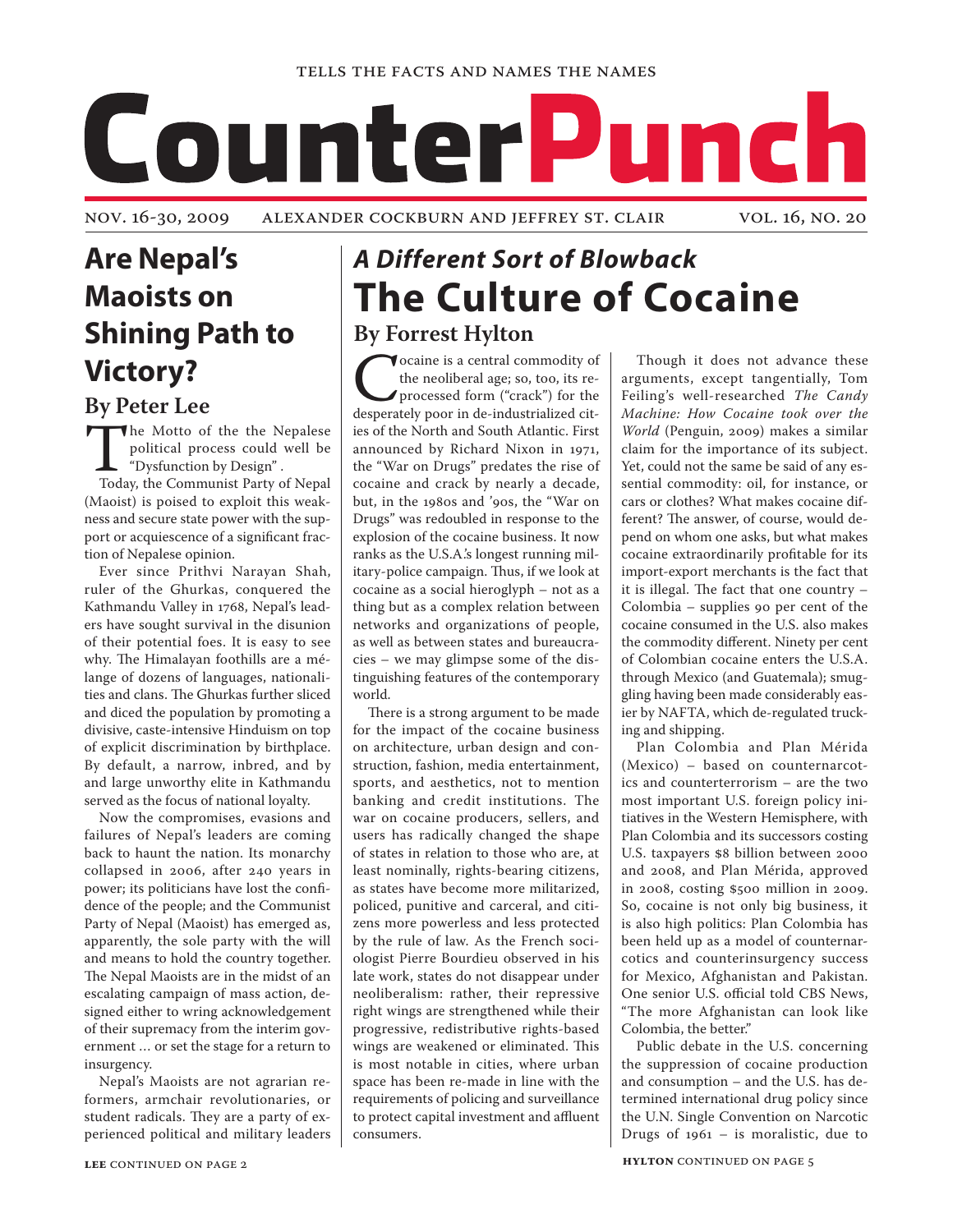TELLS THE FACTS AND NAMES THE NAMES

# CounterPunch

NOV. 16-30, 2009 ALEXANDER COCKBURN AND JEFFREY ST. CLAIR VOL. 16, NO. 20

## Are Nepal's Maoists on Shining Path to Victory?

### By Peter Lee

The Motto of the the Nepalese political process could well be "Dysfunction by Design" .

Today, the Communist Party of Nepal (Maoist) is poised to exploit this weakness and secure state power with the support or acquiescence of a significant fraction of Nepalese opinion.

Ever since Prithvi Narayan Shah, ruler of the Ghurkas, conquered the Kathmandu Valley in 1768, Nepal's leaders have sought survival in the disunion of their potential foes. It is easy to see why. The Himalayan foothills are a mélange of dozens of languages, nationalities and clans. The Ghurkas further sliced and diced the population by promoting a divisive, caste-intensive Hinduism on top of explicit discrimination by birthplace. By default, a narrow, inbred, and by and large unworthy elite in Kathmandu served as the focus of national loyalty.

Now the compromises, evasions and failures of Nepal's leaders are coming back to haunt the nation. Its monarchy collapsed in 2006, after 240 years in power; its politicians have lost the confidence of the people; and the Communist Party of Nepal (Maoist) has emerged as, apparently, the sole party with the will and means to hold the country together. The Nepal Maoists are in the midst of an escalating campaign of mass action, designed either to wring acknowledgement of their supremacy from the interim government ... or set the stage for a return to insurgency.

Nepal's Maoists are not agrarian reformers, armchair revolutionaries, or student radicals. They are a party of experienced political and military leaders

**LEE** CONTINUED ON PAGE 2

## *A Different Sort of Blowback*

# The Culture of Cocaine

### By Forrest Hylton

Cocaine is a central commodity of the neoliberal age; so, too, its reprocessed form ("crack") for the desperately poor in de-industrialized cities of the North and South Atlantic. First announced by Richard Nixon in 1971, the "War on Drugs" predates the rise of cocaine and crack by nearly a decade, but, in the 1980s and '90s, the "War on Drugs" was redoubled in response to the explosion of the cocaine business. It now ranks as the U.S.A.'s longest running military-police campaign. Thus, if we look at cocaine as a social hieroglyph – not as a thing but as a complex relation between networks and organizations of people, as well as between states and bureaucracies – we may glimpse some of the distinguishing features of the contemporary world.

There is a strong argument to be made for the impact of the cocaine business on architecture, urban design and construction, fashion, media entertainment, sports, and aesthetics, not to mention banking and credit institutions. The war on cocaine producers, sellers, and users has radically changed the shape of states in relation to those who are, at least nominally, rights-bearing citizens, as states have become more militarized, policed, punitive and carceral, and citizens more powerless and less protected by the rule of law. As the French sociologist Pierre Bourdieu observed in his late work, states do not disappear under neoliberalism: rather, their repressive right wings are strengthened while their progressive, redistributive rights-based wings are weakened or eliminated. This is most notable in cities, where urban space has been re-made in line with the requirements of policing and surveillance to protect capital investment and affluent consumers.

Though it does not advance these arguments, except tangentially, Tom Feiling's well-researched *The Candy Machine: How Cocaine took over the World* (Penguin, 2009) makes a similar claim for the importance of its subject. Yet, could not the same be said of any essential commodity: oil, for instance, or cars or clothes? What makes cocaine different? The answer, of course, would depend on whom one asks, but what makes cocaine extraordinarily profitable for its import-export merchants is the fact that it is illegal. The fact that one country – Colombia – supplies 90 per cent of the cocaine consumed in the U.S. also makes the commodity different. Ninety per cent of Colombian cocaine enters the U.S.A. through Mexico (and Guatemala); smuggling having been made considerably easier by NAFTA, which de-regulated trucking and shipping.

Plan Colombia and Plan Mérida (Mexico) – based on counternarcotics and counterterrorism – are the two most important U.S. foreign policy initiatives in the Western Hemisphere, with Plan Colombia and its successors costing U.S. taxpayers $8 billion between 2000 and 2008, and Plan Mérida, approved in 2008, costing $500 million in 2009. So, cocaine is not only big business, it is also high politics: Plan Colombia has been held up as a model of counternarcotics and counterinsurgency success for Mexico, Afghanistan and Pakistan. One senior U.S. official told CBS News, "The more Afghanistan can look like Colombia, the better."

Public debate in the U.S. concerning the suppression of cocaine production and consumption – and the U.S. has determined international drug policy since the U.N. Single Convention on Narcotic Drugs of 1961 – is moralistic, due to

**HYLTON** CONTINUED ON PAGE 5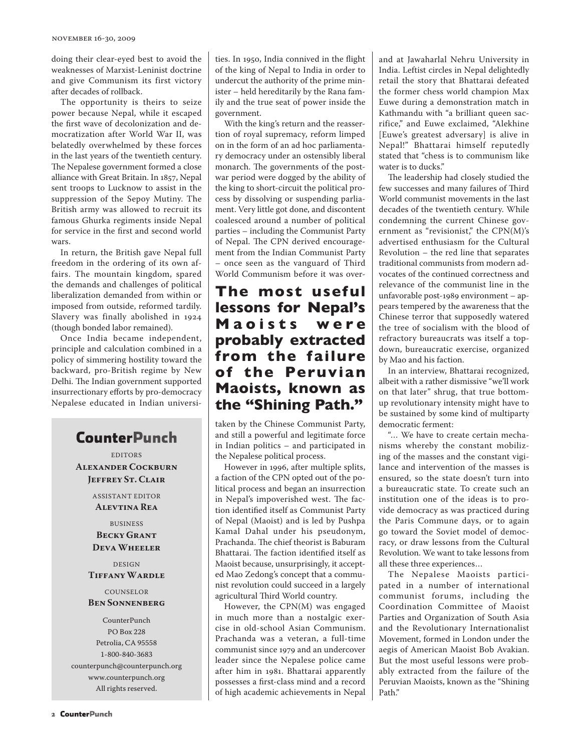doing their clear-eyed best to avoid the weaknesses of Marxist-Leninist doctrine and give Communism its first victory after decades of rollback.

The opportunity is theirs to seize power because Nepal, while it escaped the first wave of decolonization and democratization after World War II, was belatedly overwhelmed by these forces in the last years of the twentieth century. The Nepalese government formed a close alliance with Great Britain. In 1857, Nepal sent troops to Lucknow to assist in the suppression of the Sepoy Mutiny. The British army was allowed to recruit its famous Ghurka regiments inside Nepal for service in the first and second world wars.

In return, the British gave Nepal full freedom in the ordering of its own affairs. The mountain kingdom, spared the demands and challenges of political liberalization demanded from within or imposed from outside, reformed tardily. Slavery was finally abolished in 1924 (though bonded labor remained).

Once India became independent, principle and calculation combined in a policy of simmering hostility toward the backward, pro-British regime by New Delhi. The Indian government supported insurrectionary efforts by pro-democracy Nepalese educated in Indian universities. In 1950, India connived in the flight of the king of Nepal to India in order to undercut the authority of the prime minister – held hereditarily by the Rana family and the true seat of power inside the government.

With the king's return and the reassertion of royal supremacy, reform limped on in the form of an ad hoc parliamentary democracy under an ostensibly liberal monarch. The governments of the postwar period were dogged by the ability of the king to short-circuit the political process by dissolving or suspending parliament. Very little got done, and discontent coalesced around a number of political parties – including the Communist Party of Nepal. The CPN derived encouragement from the Indian Communist Party – once seen as the vanguard of Third World Communism before it was overtaken by the Chinese Communist Party, and still a powerful and legitimate force in Indian politics – and participated in the Nepalese political process.

**The most useful lessons for Nepal's Maoists were probably extracted from the failure of the Peruvian Maoists, known as the "Shining Path."**

However in 1996, after multiple splits, a faction of the CPN opted out of the political process and began an insurrection in Nepal's impoverished west. The faction identified itself as Communist Party of Nepal (Maoist) and is led by Pushpa Kamal Dahal under his pseudonym, Prachanda. The chief theorist is Baburam Bhattarai. The faction identified itself as Maoist because, unsurprisingly, it accepted Mao Zedong's concept that a communist revolution could succeed in a largely agricultural Third World country.

However, the CPN(M) was engaged in much more than a nostalgic exercise in old-school Asian Communism. Prachanda was a veteran, a full-time communist since 1979 and an undercover leader since the Nepalese police came after him in 1981. Bhattarai apparently possesses a first-class mind and a record of high academic achievements in Nepal and at Jawaharlal Nehru University in India. Leftist circles in Nepal delightedly retail the story that Bhattarai defeated the former chess world champion Max Euwe during a demonstration match in Kathmandu with "a brilliant queen sacrifice," and Euwe exclaimed, "Alekhine [Euwe's greatest adversary] is alive in Nepal!" Bhattarai himself reputedly stated that "chess is to communism like water is to ducks."

The leadership had closely studied the few successes and many failures of Third World communist movements in the last decades of the twentieth century. While condemning the current Chinese government as "revisionist," the CPN(M)'s advertised enthusiasm for the Cultural Revolution – the red line that separates traditional communists from modern advocates of the continued correctness and relevance of the communist line in the unfavorable post-1989 environment – appears tempered by the awareness that the Chinese terror that supposedly watered the tree of socialism with the blood of refractory bureaucrats was itself a top-down, bureaucratic exercise, organized by Mao and his faction.

In an interview, Bhattarai recognized, albeit with a rather dismissive "we'll work on that later" shrug, that true bottom-up revolutionary intensity might have to be sustained by some kind of multiparty democratic ferment:

"… We have to create certain mechanisms whereby the constant mobilizing of the masses and the constant vigilance and intervention of the masses is ensured, so the state doesn't turn into a bureaucratic state. To create such an institution one of the ideas is to provide democracy as was practiced during the Paris Commune days, or to again go toward the Soviet model of democracy, or draw lessons from the Cultural Revolution. We want to take lessons from all these three experiences…

The Nepalese Maoists participated in a number of international communist forums, including the Coordination Committee of Maoist Parties and Organization of South Asia and the Revolutionary Internationalist Movement, formed in London under the aegis of American Maoist Bob Avakian. But the most useful lessons were probably extracted from the failure of the Peruvian Maoists, known as the "Shining Path."

## CounterPunch

EDITORS
**Alexander Cockburn**
**Jeffrey St. Clair**

ASSISTANT EDITOR
**Alevtina Rea**

BUSINESS
**Becky Grant**
**Deva Wheeler**

DESIGN
**Tiffany Wardle**

COUNSELOR
**Ben Sonnenberg**

CounterPunch
PO Box 228
Petrolia, CA 95558
1-800-840-3683
counterpunch@counterpunch.org
www.counterpunch.org
All rights reserved.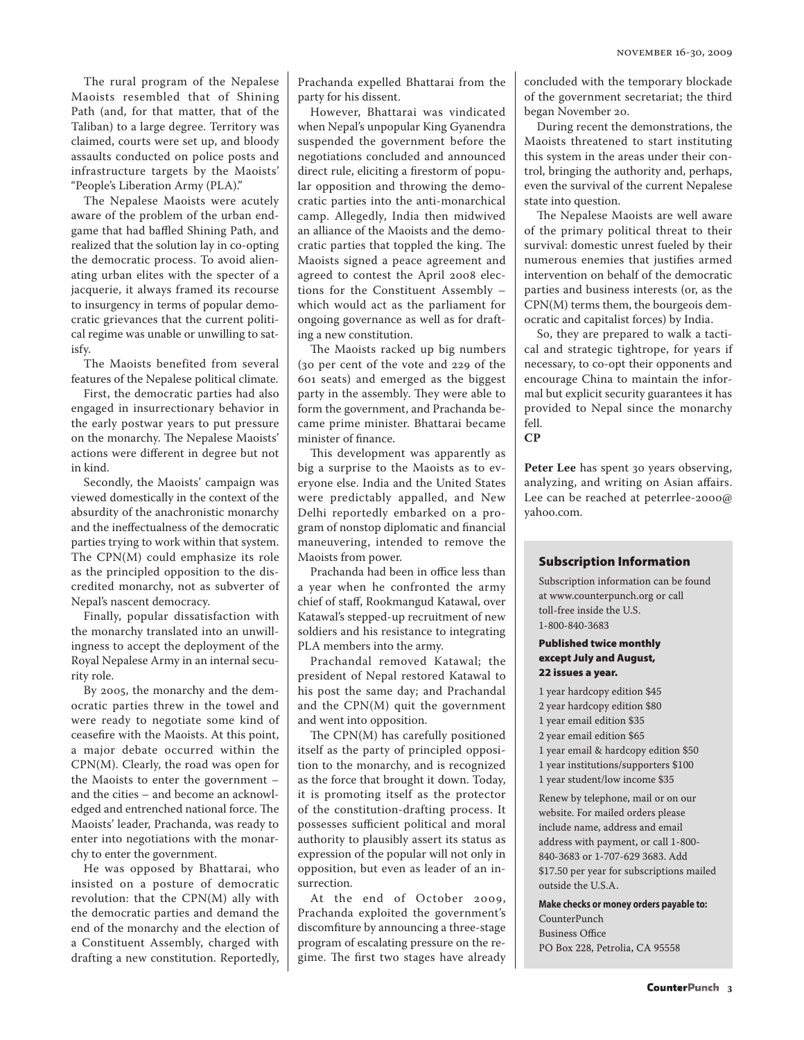The rural program of the Nepalese Maoists resembled that of Shining Path (and, for that matter, that of the Taliban) to a large degree. Territory was claimed, courts were set up, and bloody assaults conducted on police posts and infrastructure targets by the Maoists' "People's Liberation Army (PLA)."

The Nepalese Maoists were acutely aware of the problem of the urban endgame that had baffled Shining Path, and realized that the solution lay in co-opting the democratic process. To avoid alienating urban elites with the specter of a jacquerie, it always framed its recourse to insurgency in terms of popular democratic grievances that the current political regime was unable or unwilling to satisfy.

The Maoists benefited from several features of the Nepalese political climate.

First, the democratic parties had also engaged in insurrectionary behavior in the early postwar years to put pressure on the monarchy. The Nepalese Maoists' actions were different in degree but not in kind.

Secondly, the Maoists' campaign was viewed domestically in the context of the absurdity of the anachronistic monarchy and the ineffectualness of the democratic parties trying to work within that system. The CPN(M) could emphasize its role as the principled opposition to the discredited monarchy, not as subverter of Nepal's nascent democracy.

Finally, popular dissatisfaction with the monarchy translated into an unwillingness to accept the deployment of the Royal Nepalese Army in an internal security role.

By 2005, the monarchy and the democratic parties threw in the towel and were ready to negotiate some kind of ceasefire with the Maoists. At this point, a major debate occurred within the CPN(M). Clearly, the road was open for the Maoists to enter the government – and the cities – and become an acknowledged and entrenched national force. The Maoists' leader, Prachanda, was ready to enter into negotiations with the monarchy to enter the government.

He was opposed by Bhattarai, who insisted on a posture of democratic revolution: that the CPN(M) ally with the democratic parties and demand the end of the monarchy and the election of a Constituent Assembly, charged with drafting a new constitution. Reportedly, Prachanda expelled Bhattarai from the party for his dissent.

However, Bhattarai was vindicated when Nepal's unpopular King Gyanendra suspended the government before the negotiations concluded and announced direct rule, eliciting a firestorm of popular opposition and throwing the democratic parties into the anti-monarchical camp. Allegedly, India then midwived an alliance of the Maoists and the democratic parties that toppled the king. The Maoists signed a peace agreement and agreed to contest the April 2008 elections for the Constituent Assembly – which would act as the parliament for ongoing governance as well as for drafting a new constitution.

The Maoists racked up big numbers (30 per cent of the vote and 229 of the 601 seats) and emerged as the biggest party in the assembly. They were able to form the government, and Prachanda became prime minister. Bhattarai became minister of finance.

This development was apparently as big a surprise to the Maoists as to everyone else. India and the United States were predictably appalled, and New Delhi reportedly embarked on a program of nonstop diplomatic and financial maneuvering, intended to remove the Maoists from power.

Prachanda had been in office less than a year when he confronted the army chief of staff, Rookmangud Katawal, over Katawal's stepped-up recruitment of new soldiers and his resistance to integrating PLA members into the army.

Prachandal removed Katawal; the president of Nepal restored Katawal to his post the same day; and Prachandal and the CPN(M) quit the government and went into opposition.

The CPN(M) has carefully positioned itself as the party of principled opposition to the monarchy, and is recognized as the force that brought it down. Today, it is promoting itself as the protector of the constitution-drafting process. It possesses sufficient political and moral authority to plausibly assert its status as expression of the popular will not only in opposition, but even as leader of an insurrection.

At the end of October 2009, Prachanda exploited the government's discomfiture by announcing a three-stage program of escalating pressure on the regime. The first two stages have already concluded with the temporary blockade of the government secretariat; the third began November 20.

During recent the demonstrations, the Maoists threatened to start instituting this system in the areas under their control, bringing the authority and, perhaps, even the survival of the current Nepalese state into question.

The Nepalese Maoists are well aware of the primary political threat to their survival: domestic unrest fueled by their numerous enemies that justifies armed intervention on behalf of the democratic parties and business interests (or, as the CPN(M) terms them, the bourgeois democratic and capitalist forces) by India.

So, they are prepared to walk a tactical and strategic tightrope, for years if necessary, to co-opt their opponents and encourage China to maintain the informal but explicit security guarantees it has provided to Nepal since the monarchy fell.

**CP**

**Peter Lee** has spent 30 years observing, analyzing, and writing on Asian affairs. Lee can be reached at peterrlee-2000@yahoo.com.

## Subscription Information

Subscription information can be found at www.counterpunch.org or call toll-free inside the U.S. 1-800-840-3683

**Published twice monthly except July and August, 22 issues a year.**

1 year hardcopy edition $45
2 year hardcopy edition $80
1 year email edition $35
2 year email edition $65
1 year email & hardcopy edition $50
1 year institutions/supporters $100
1 year student/low income $35

Renew by telephone, mail or on our website. For mailed orders please include name, address and email address with payment, or call 1-800-840-3683 or 1-707-629 3683. Add $17.50 per year for subscriptions mailed outside the U.S.A.

**Make checks or money orders payable to:**
CounterPunch
Business Office
PO Box 228, Petrolia, CA 95558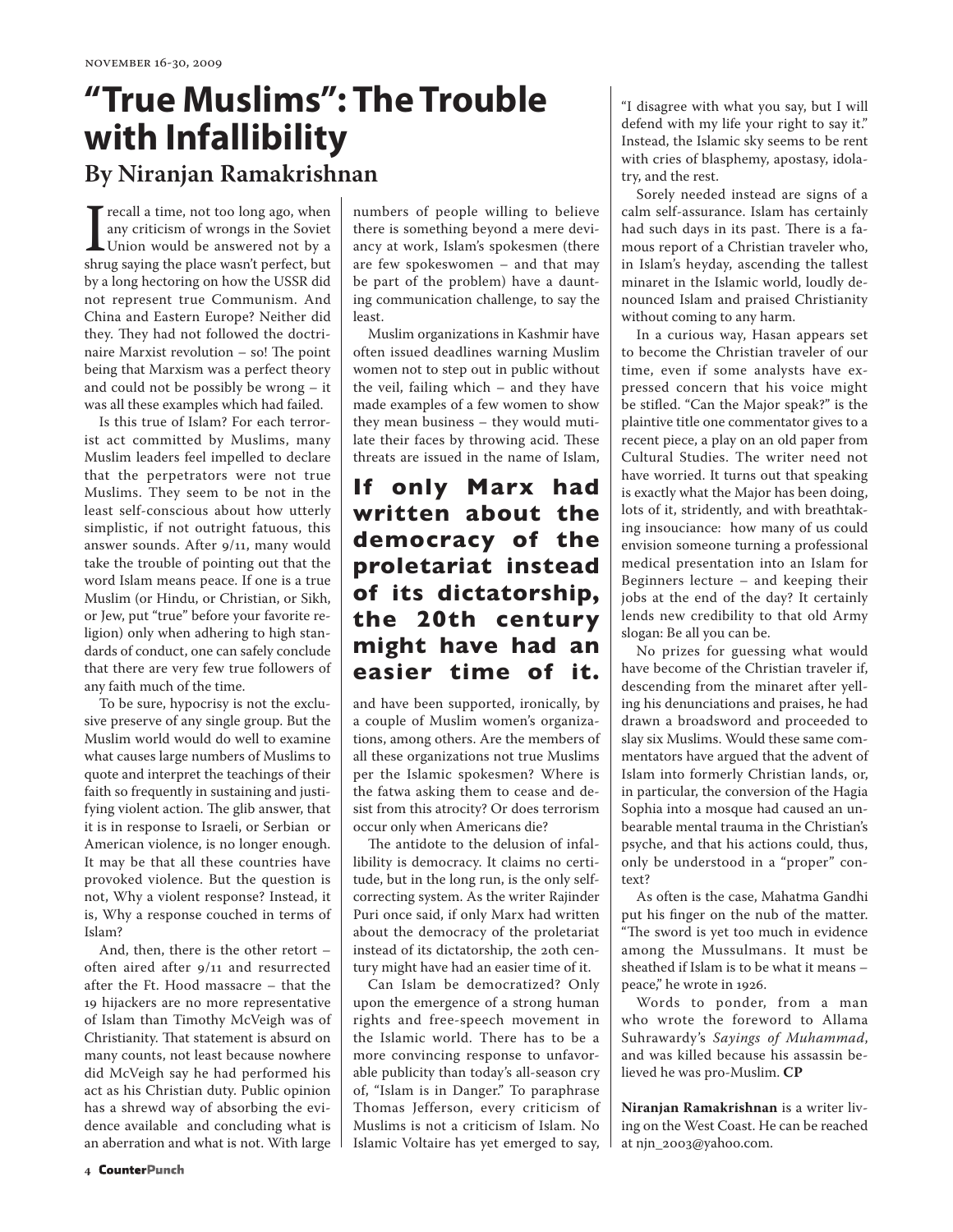# "True Muslims": The Trouble with Infallibility

## By Niranjan Ramakrishnan

I recall a time, not too long ago, when any criticism of wrongs in the Soviet Union would be answered not by a shrug saying the place wasn't perfect, but by a long hectoring on how the USSR did not represent true Communism. And China and Eastern Europe? Neither did they. They had not followed the doctrinaire Marxist revolution – so! The point being that Marxism was a perfect theory and could not be possibly be wrong – it was all these examples which had failed.

Is this true of Islam? For each terrorist act committed by Muslims, many Muslim leaders feel impelled to declare that the perpetrators were not true Muslims. They seem to be not in the least self-conscious about how utterly simplistic, if not outright fatuous, this answer sounds. After 9/11, many would take the trouble of pointing out that the word Islam means peace. If one is a true Muslim (or Hindu, or Christian, or Sikh, or Jew, put "true" before your favorite religion) only when adhering to high standards of conduct, one can safely conclude that there are very few true followers of any faith much of the time.

To be sure, hypocrisy is not the exclusive preserve of any single group. But the Muslim world would do well to examine what causes large numbers of Muslims to quote and interpret the teachings of their faith so frequently in sustaining and justifying violent action. The glib answer, that it is in response to Israeli, or Serbian or American violence, is no longer enough. It may be that all these countries have provoked violence. But the question is not, Why a violent response? Instead, it is, Why a response couched in terms of Islam?

And, then, there is the other retort – often aired after 9/11 and resurrected after the Ft. Hood massacre – that the 19 hijackers are no more representative of Islam than Timothy McVeigh was of Christianity. That statement is absurd on many counts, not least because nowhere did McVeigh say he had performed his act as his Christian duty. Public opinion has a shrewd way of absorbing the evidence available and concluding what is an aberration and what is not. With large numbers of people willing to believe there is something beyond a mere deviancy at work, Islam's spokesmen (there are few spokeswomen – and that may be part of the problem) have a daunting communication challenge, to say the least.

Muslim organizations in Kashmir have often issued deadlines warning Muslim women not to step out in public without the veil, failing which – and they have made examples of a few women to show they mean business – they would mutilate their faces by throwing acid. These threats are issued in the name of Islam, and have been supported, ironically, by a couple of Muslim women's organizations, among others. Are the members of all these organizations not true Muslims per the Islamic spokesmen? Where is the fatwa asking them to cease and desist from this atrocity? Or does terrorism occur only when Americans die?

**If only Marx had written about the democracy of the proletariat instead of its dictatorship, the 20th century might have had an easier time of it.**

The antidote to the delusion of infallibility is democracy. It claims no certitude, but in the long run, is the only self-correcting system. As the writer Rajinder Puri once said, if only Marx had written about the democracy of the proletariat instead of its dictatorship, the 20th century might have had an easier time of it.

Can Islam be democratized? Only upon the emergence of a strong human rights and free-speech movement in the Islamic world. There has to be a more convincing response to unfavorable publicity than today's all-season cry of, "Islam is in Danger." To paraphrase Thomas Jefferson, every criticism of Muslims is not a criticism of Islam. No Islamic Voltaire has yet emerged to say, "I disagree with what you say, but I will defend with my life your right to say it." Instead, the Islamic sky seems to be rent with cries of blasphemy, apostasy, idolatry, and the rest.

Sorely needed instead are signs of a calm self-assurance. Islam has certainly had such days in its past. There is a famous report of a Christian traveler who, in Islam's heyday, ascending the tallest minaret in the Islamic world, loudly denounced Islam and praised Christianity without coming to any harm.

In a curious way, Hasan appears set to become the Christian traveler of our time, even if some analysts have expressed concern that his voice might be stifled. "Can the Major speak?" is the plaintive title one commentator gives to a recent piece, a play on an old paper from Cultural Studies. The writer need not have worried. It turns out that speaking is exactly what the Major has been doing, lots of it, stridently, and with breathtaking insouciance: how many of us could envision someone turning a professional medical presentation into an Islam for Beginners lecture – and keeping their jobs at the end of the day? It certainly lends new credibility to that old Army slogan: Be all you can be.

No prizes for guessing what would have become of the Christian traveler if, descending from the minaret after yelling his denunciations and praises, he had drawn a broadsword and proceeded to slay six Muslims. Would these same commentators have argued that the advent of Islam into formerly Christian lands, or, in particular, the conversion of the Hagia Sophia into a mosque had caused an unbearable mental trauma in the Christian's psyche, and that his actions could, thus, only be understood in a "proper" context?

As often is the case, Mahatma Gandhi put his finger on the nub of the matter. "The sword is yet too much in evidence among the Mussulmans. It must be sheathed if Islam is to be what it means – peace," he wrote in 1926.

Words to ponder, from a man who wrote the foreword to Allama Suhrawardy's *Sayings of Muhammad*, and was killed because his assassin believed he was pro-Muslim. **CP**

**Niranjan Ramakrishnan** is a writer living on the West Coast. He can be reached at njn_2003@yahoo.com.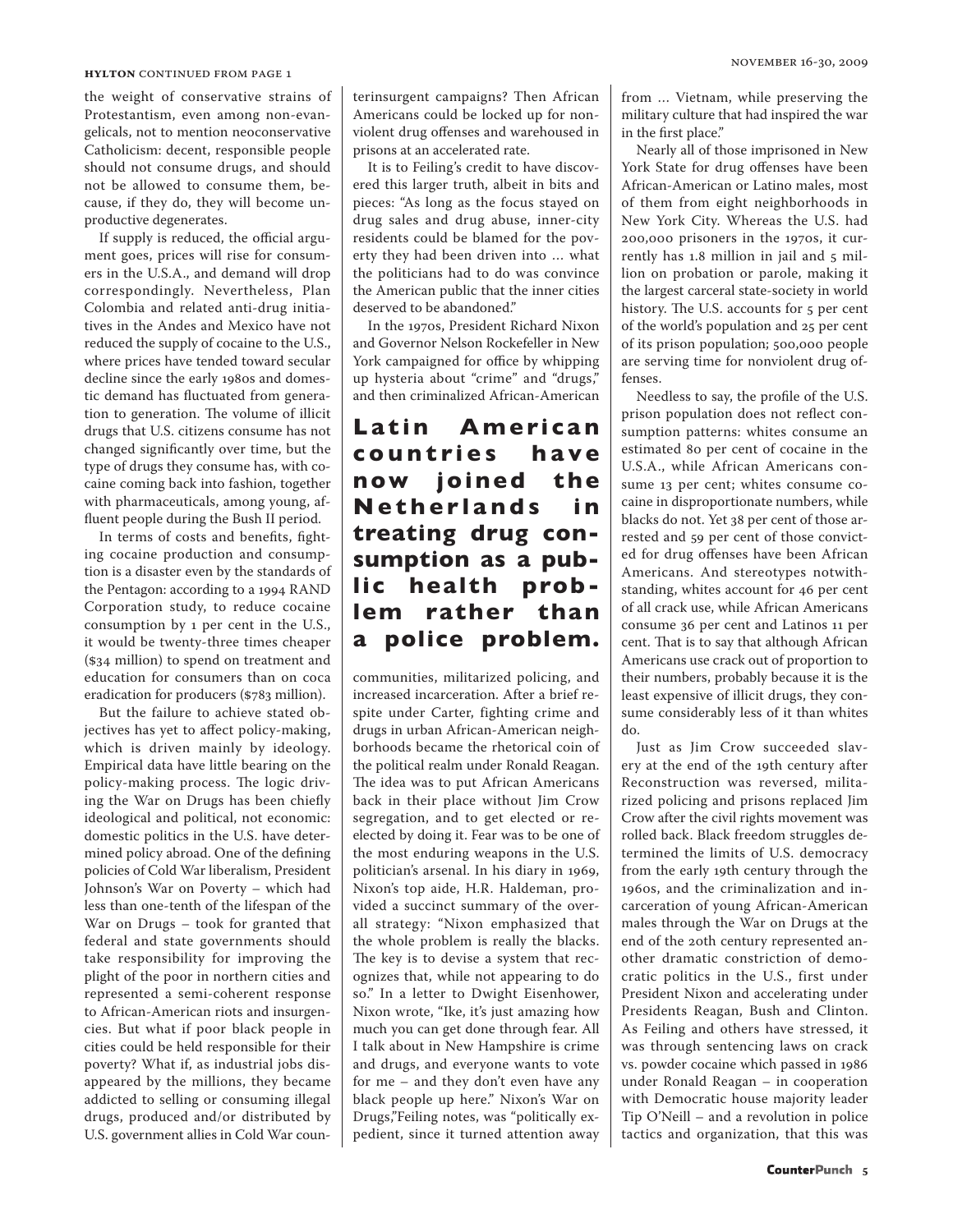the weight of conservative strains of Protestantism, even among non-evangelicals, not to mention neoconservative Catholicism: decent, responsible people should not consume drugs, and should not be allowed to consume them, because, if they do, they will become unproductive degenerates.

If supply is reduced, the official argument goes, prices will rise for consumers in the U.S.A., and demand will drop correspondingly. Nevertheless, Plan Colombia and related anti-drug initiatives in the Andes and Mexico have not reduced the supply of cocaine to the U.S., where prices have tended toward secular decline since the early 1980s and domestic demand has fluctuated from generation to generation. The volume of illicit drugs that U.S. citizens consume has not changed significantly over time, but the type of drugs they consume has, with cocaine coming back into fashion, together with pharmaceuticals, among young, affluent people during the Bush II period.

In terms of costs and benefits, fighting cocaine production and consumption is a disaster even by the standards of the Pentagon: according to a 1994 RAND Corporation study, to reduce cocaine consumption by 1 per cent in the U.S., it would be twenty-three times cheaper ($34 million) to spend on treatment and education for consumers than on coca eradication for producers ($783 million).

But the failure to achieve stated objectives has yet to affect policy-making, which is driven mainly by ideology. Empirical data have little bearing on the policy-making process. The logic driving the War on Drugs has been chiefly ideological and political, not economic: domestic politics in the U.S. have determined policy abroad. One of the defining policies of Cold War liberalism, President Johnson's War on Poverty – which had less than one-tenth of the lifespan of the War on Drugs – took for granted that federal and state governments should take responsibility for improving the plight of the poor in northern cities and represented a semi-coherent response to African-American riots and insurgencies. But what if poor black people in cities could be held responsible for their poverty? What if, as industrial jobs disappeared by the millions, they became addicted to selling or consuming illegal drugs, produced and/or distributed by U.S. government allies in Cold War counterinsurgent campaigns? Then African Americans could be locked up for nonviolent drug offenses and warehoused in prisons at an accelerated rate.

It is to Feiling's credit to have discovered this larger truth, albeit in bits and pieces: "As long as the focus stayed on drug sales and drug abuse, inner-city residents could be blamed for the poverty they had been driven into … what the politicians had to do was convince the American public that the inner cities deserved to be abandoned."

In the 1970s, President Richard Nixon and Governor Nelson Rockefeller in New York campaigned for office by whipping up hysteria about "crime" and "drugs," and then criminalized African-American communities, militarized policing, and increased incarceration. After a brief respite under Carter, fighting crime and drugs in urban African-American neighborhoods became the rhetorical coin of the political realm under Ronald Reagan. The idea was to put African Americans back in their place without Jim Crow segregation, and to get elected or re-elected by doing it. Fear was to be one of the most enduring weapons in the U.S. politician's arsenal. In his diary in 1969, Nixon's top aide, H.R. Haldeman, provided a succinct summary of the overall strategy: "Nixon emphasized that the whole problem is really the blacks. The key is to devise a system that recognizes that, while not appearing to do so." In a letter to Dwight Eisenhower, Nixon wrote, "Ike, it's just amazing how much you can get done through fear. All I talk about in New Hampshire is crime and drugs, and everyone wants to vote for me – and they don't even have any black people up here." Nixon's War on Drugs," Feiling notes, was "politically expedient, since it turned attention away from … Vietnam, while preserving the military culture that had inspired the war in the first place."

**Latin American countries have now joined the Netherlands in treating drug consumption as a public health problem rather than a police problem.**

Nearly all of those imprisoned in New York State for drug offenses have been African-American or Latino males, most of them from eight neighborhoods in New York City. Whereas the U.S. had 200,000 prisoners in the 1970s, it currently has 1.8 million in jail and 5 million on probation or parole, making it the largest carceral state-society in world history. The U.S. accounts for 5 per cent of the world's population and 25 per cent of its prison population; 500,000 people are serving time for nonviolent drug offenses.

Needless to say, the profile of the U.S. prison population does not reflect consumption patterns: whites consume an estimated 80 per cent of cocaine in the U.S.A., while African Americans consume 13 per cent; whites consume cocaine in disproportionate numbers, while blacks do not. Yet 38 per cent of those arrested and 59 per cent of those convicted for drug offenses have been African Americans. And stereotypes notwithstanding, whites account for 46 per cent of all crack use, while African Americans consume 36 per cent and Latinos 11 per cent. That is to say that although African Americans use crack out of proportion to their numbers, probably because it is the least expensive of illicit drugs, they consume considerably less of it than whites do.

Just as Jim Crow succeeded slavery at the end of the 19th century after Reconstruction was reversed, militarized policing and prisons replaced Jim Crow after the civil rights movement was rolled back. Black freedom struggles determined the limits of U.S. democracy from the early 19th century through the 1960s, and the criminalization and incarceration of young African-American males through the War on Drugs at the end of the 20th century represented another dramatic constriction of democratic politics in the U.S., first under President Nixon and accelerating under Presidents Reagan, Bush and Clinton. As Feiling and others have stressed, it was through sentencing laws on crack vs. powder cocaine which passed in 1986 under Ronald Reagan – in cooperation with Democratic house majority leader Tip O'Neill – and a revolution in police tactics and organization, that this was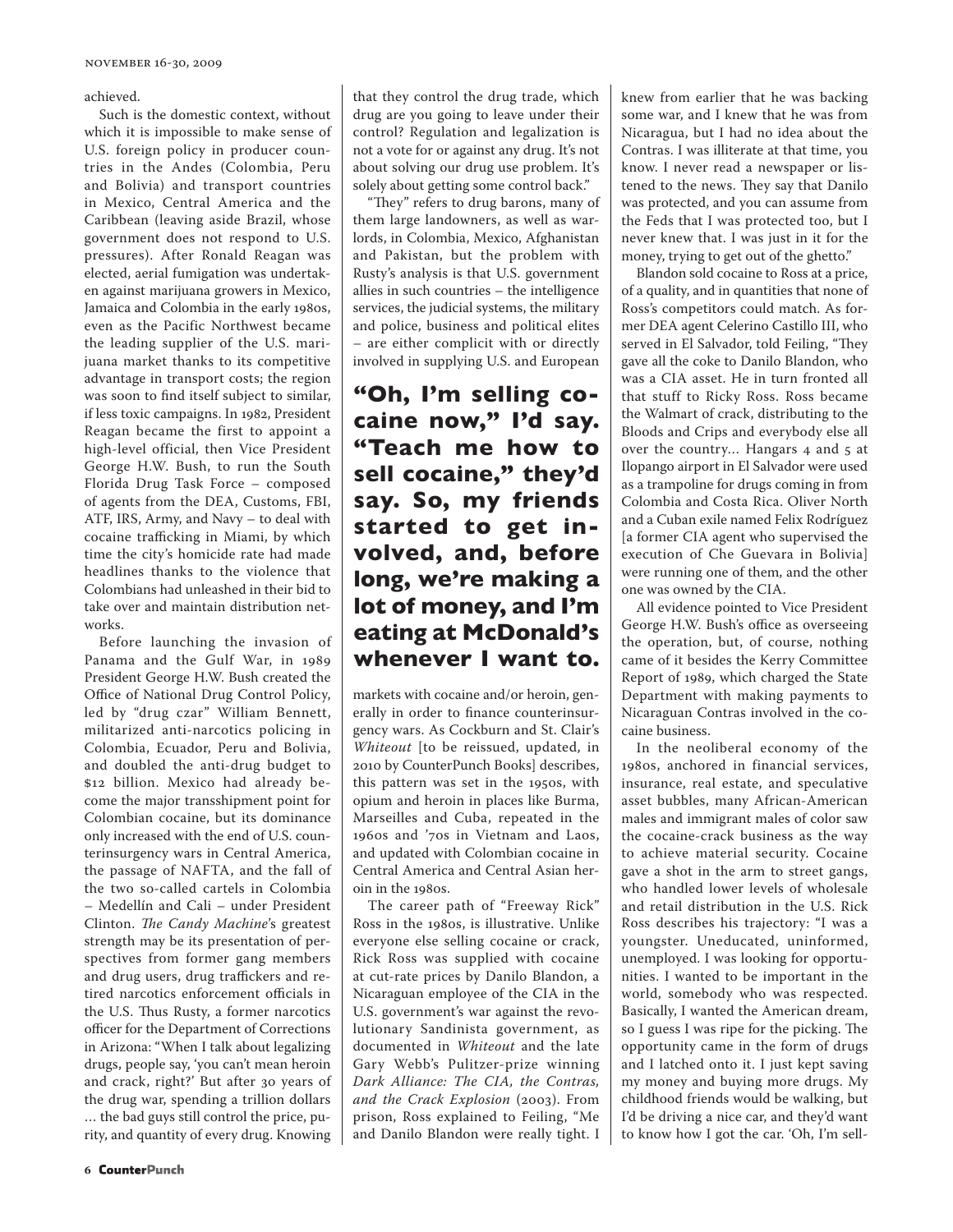achieved.

Such is the domestic context, without which it is impossible to make sense of U.S. foreign policy in producer countries in the Andes (Colombia, Peru and Bolivia) and transport countries in Mexico, Central America and the Caribbean (leaving aside Brazil, whose government does not respond to U.S. pressures). After Ronald Reagan was elected, aerial fumigation was undertaken against marijuana growers in Mexico, Jamaica and Colombia in the early 1980s, even as the Pacific Northwest became the leading supplier of the U.S. marijuana market thanks to its competitive advantage in transport costs; the region was soon to find itself subject to similar, if less toxic campaigns. In 1982, President Reagan became the first to appoint a high-level official, then Vice President George H.W. Bush, to run the South Florida Drug Task Force – composed of agents from the DEA, Customs, FBI, ATF, IRS, Army, and Navy – to deal with cocaine trafficking in Miami, by which time the city's homicide rate had made headlines thanks to the violence that Colombians had unleashed in their bid to take over and maintain distribution networks.

Before launching the invasion of Panama and the Gulf War, in 1989 President George H.W. Bush created the Office of National Drug Control Policy, led by "drug czar" William Bennett, militarized anti-narcotics policing in Colombia, Ecuador, Peru and Bolivia, and doubled the anti-drug budget to $12 billion. Mexico had already become the major transshipment point for Colombian cocaine, but its dominance only increased with the end of U.S. counterinsurgency wars in Central America, the passage of NAFTA, and the fall of the two so-called cartels in Colombia – Medellín and Cali – under President Clinton. *The Candy Machine*'s greatest strength may be its presentation of perspectives from former gang members and drug users, drug traffickers and retired narcotics enforcement officials in the U.S. Thus Rusty, a former narcotics officer for the Department of Corrections in Arizona: "When I talk about legalizing drugs, people say, 'you can't mean heroin and crack, right?' But after 30 years of the drug war, spending a trillion dollars … the bad guys still control the price, purity, and quantity of every drug. Knowing that they control the drug trade, which drug are you going to leave under their control? Regulation and legalization is not a vote for or against any drug. It's not about solving our drug use problem. It's solely about getting some control back."

"They" refers to drug barons, many of them large landowners, as well as warlords, in Colombia, Mexico, Afghanistan and Pakistan, but the problem with Rusty's analysis is that U.S. government allies in such countries – the intelligence services, the judicial systems, the military and police, business and political elites – are either complicit with or directly involved in supplying U.S. and European markets with cocaine and/or heroin, generally in order to finance counterinsurgency wars. As Cockburn and St. Clair's *Whiteout* [to be reissued, updated, in 2010 by CounterPunch Books] describes, this pattern was set in the 1950s, with opium and heroin in places like Burma, Marseilles and Cuba, repeated in the 1960s and '70s in Vietnam and Laos, and updated with Colombian cocaine in Central America and Central Asian heroin in the 1980s.

**"Oh, I'm selling cocaine now," I'd say. "Teach me how to sell cocaine," they'd say. So, my friends started to get involved, and, before long, we're making a lot of money, and I'm eating at McDonald's whenever I want to.**

The career path of "Freeway Rick" Ross in the 1980s, is illustrative. Unlike everyone else selling cocaine or crack, Rick Ross was supplied with cocaine at cut-rate prices by Danilo Blandon, a Nicaraguan employee of the CIA in the U.S. government's war against the revolutionary Sandinista government, as documented in *Whiteout* and the late Gary Webb's Pulitzer-prize winning *Dark Alliance: The CIA, the Contras, and the Crack Explosion* (2003). From prison, Ross explained to Feiling, "Me and Danilo Blandon were really tight. I knew from earlier that he was backing some war, and I knew that he was from Nicaragua, but I had no idea about the Contras. I was illiterate at that time, you know. I never read a newspaper or listened to the news. They say that Danilo was protected, and you can assume from the Feds that I was protected too, but I never knew that. I was just in it for the money, trying to get out of the ghetto."

Blandon sold cocaine to Ross at a price, of a quality, and in quantities that none of Ross's competitors could match. As former DEA agent Celerino Castillo III, who served in El Salvador, told Feiling, "They gave all the coke to Danilo Blandon, who was a CIA asset. He in turn fronted all that stuff to Ricky Ross. Ross became the Walmart of crack, distributing to the Bloods and Crips and everybody else all over the country… Hangars 4 and 5 at Ilopango airport in El Salvador were used as a trampoline for drugs coming in from Colombia and Costa Rica. Oliver North and a Cuban exile named Felix Rodríguez [a former CIA agent who supervised the execution of Che Guevara in Bolivia] were running one of them, and the other one was owned by the CIA.

All evidence pointed to Vice President George H.W. Bush's office as overseeing the operation, but, of course, nothing came of it besides the Kerry Committee Report of 1989, which charged the State Department with making payments to Nicaraguan Contras involved in the cocaine business.

In the neoliberal economy of the 1980s, anchored in financial services, insurance, real estate, and speculative asset bubbles, many African-American males and immigrant males of color saw the cocaine-crack business as the way to achieve material security. Cocaine gave a shot in the arm to street gangs, who handled lower levels of wholesale and retail distribution in the U.S. Rick Ross describes his trajectory: "I was a youngster. Uneducated, uninformed, unemployed. I was looking for opportunities. I wanted to be important in the world, somebody who was respected. Basically, I wanted the American dream, so I guess I was ripe for the picking. The opportunity came in the form of drugs and I latched onto it. I just kept saving my money and buying more drugs. My childhood friends would be walking, but I'd be driving a nice car, and they'd want to know how I got the car. 'Oh, I'm sell-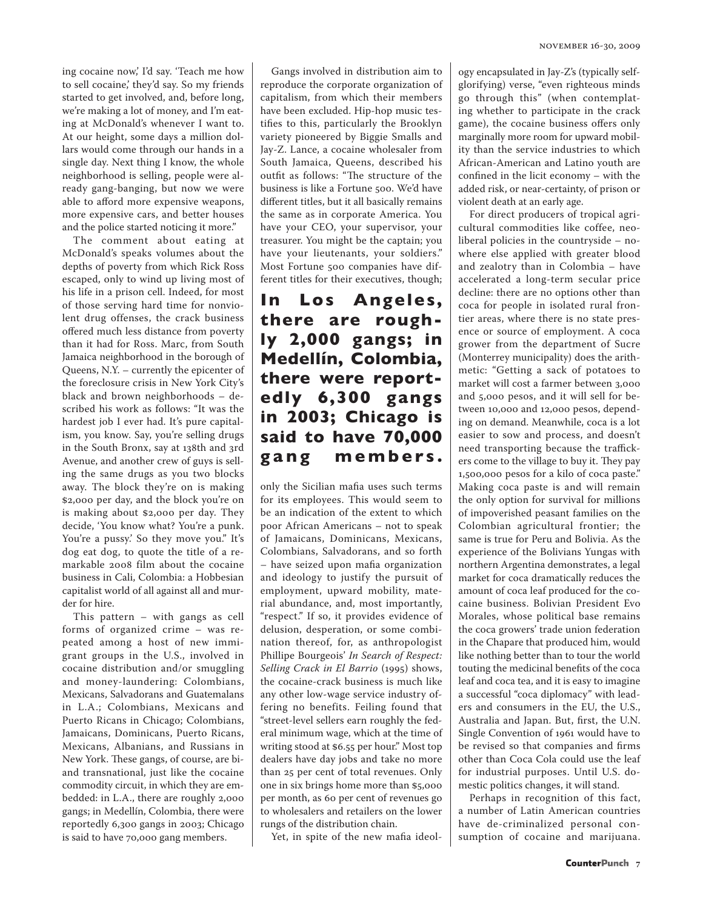ing cocaine now,' I'd say. 'Teach me how to sell cocaine,' they'd say. So my friends started to get involved, and, before long, we're making a lot of money, and I'm eating at McDonald's whenever I want to. At our height, some days a million dollars would come through our hands in a single day. Next thing I know, the whole neighborhood is selling, people were already gang-banging, but now we were able to afford more expensive weapons, more expensive cars, and better houses and the police started noticing it more."

The comment about eating at McDonald's speaks volumes about the depths of poverty from which Rick Ross escaped, only to wind up living most of his life in a prison cell. Indeed, for most of those serving hard time for nonviolent drug offenses, the crack business offered much less distance from poverty than it had for Ross. Marc, from South Jamaica neighborhood in the borough of Queens, N.Y. – currently the epicenter of the foreclosure crisis in New York City's black and brown neighborhoods – described his work as follows: "It was the hardest job I ever had. It's pure capitalism, you know. Say, you're selling drugs in the South Bronx, say at 138th and 3rd Avenue, and another crew of guys is selling the same drugs as you two blocks away. The block they're on is making $2,000 per day, and the block you're on is making about $2,000 per day. They decide, 'You know what? You're a punk. You're a pussy.' So they move you." It's dog eat dog, to quote the title of a remarkable 2008 film about the cocaine business in Cali, Colombia: a Hobbesian capitalist world of all against all and murder for hire.

This pattern – with gangs as cell forms of organized crime – was repeated among a host of new immigrant groups in the U.S., involved in cocaine distribution and/or smuggling and money-laundering: Colombians, Mexicans, Salvadorans and Guatemalans in L.A.; Colombians, Mexicans and Puerto Ricans in Chicago; Colombians, Jamaicans, Dominicans, Puerto Ricans, Mexicans, Albanians, and Russians in New York. These gangs, of course, are bi- and transnational, just like the cocaine commodity circuit, in which they are embedded: in L.A., there are roughly 2,000 gangs; in Medellín, Colombia, there were reportedly 6,300 gangs in 2003; Chicago is said to have 70,000 gang members.

Gangs involved in distribution aim to reproduce the corporate organization of capitalism, from which their members have been excluded. Hip-hop music testifies to this, particularly the Brooklyn variety pioneered by Biggie Smalls and Jay-Z. Lance, a cocaine wholesaler from South Jamaica, Queens, described his outfit as follows: "The structure of the business is like a Fortune 500. We'd have different titles, but it all basically remains the same as in corporate America. You have your CEO, your supervisor, your treasurer. You might be the captain; you have your lieutenants, your soldiers." Most Fortune 500 companies have different titles for their executives, though; only the Sicilian mafia uses such terms for its employees. This would seem to be an indication of the extent to which poor African Americans – not to speak of Jamaicans, Dominicans, Mexicans, Colombians, Salvadorans, and so forth – have seized upon mafia organization and ideology to justify the pursuit of employment, upward mobility, material abundance, and, most importantly, "respect." If so, it provides evidence of delusion, desperation, or some combination thereof, for, as anthropologist Phillipe Bourgeois' *In Search of Respect: Selling Crack in El Barrio* (1995) shows, the cocaine-crack business is much like any other low-wage service industry offering no benefits. Feiling found that "street-level sellers earn roughly the federal minimum wage, which at the time of writing stood at $6.55 per hour." Most top dealers have day jobs and take no more than 25 per cent of total revenues. Only one in six brings home more than $5,000 per month, as 60 per cent of revenues go to wholesalers and retailers on the lower rungs of the distribution chain.

**In Los Angeles, there are roughly 2,000 gangs; in Medellín, Colombia, there were reportedly 6,300 gangs in 2003; Chicago is said to have 70,000 gang members.**

Yet, in spite of the new mafia ideology encapsulated in Jay-Z's (typically self-glorifying) verse, "even righteous minds go through this" (when contemplating whether to participate in the crack game), the cocaine business offers only marginally more room for upward mobility than the service industries to which African-American and Latino youth are confined in the licit economy – with the added risk, or near-certainty, of prison or violent death at an early age.

For direct producers of tropical agricultural commodities like coffee, neoliberal policies in the countryside – nowhere else applied with greater blood and zealotry than in Colombia – have accelerated a long-term secular price decline: there are no options other than coca for people in isolated rural frontier areas, where there is no state presence or source of employment. A coca grower from the department of Sucre (Monterrey municipality) does the arithmetic: "Getting a sack of potatoes to market will cost a farmer between 3,000 and 5,000 pesos, and it will sell for between 10,000 and 12,000 pesos, depending on demand. Meanwhile, coca is a lot easier to sow and process, and doesn't need transporting because the traffickers come to the village to buy it. They pay 1,500,000 pesos for a kilo of coca paste." Making coca paste is and will remain the only option for survival for millions of impoverished peasant families on the Colombian agricultural frontier; the same is true for Peru and Bolivia. As the experience of the Bolivians Yungas with northern Argentina demonstrates, a legal market for coca dramatically reduces the amount of coca leaf produced for the cocaine business. Bolivian President Evo Morales, whose political base remains the coca growers' trade union federation in the Chapare that produced him, would like nothing better than to tour the world touting the medicinal benefits of the coca leaf and coca tea, and it is easy to imagine a successful "coca diplomacy" with leaders and consumers in the EU, the U.S., Australia and Japan. But, first, the U.N. Single Convention of 1961 would have to be revised so that companies and firms other than Coca Cola could use the leaf for industrial purposes. Until U.S. domestic politics changes, it will stand.

Perhaps in recognition of this fact, a number of Latin American countries have de-criminalized personal consumption of cocaine and marijuana.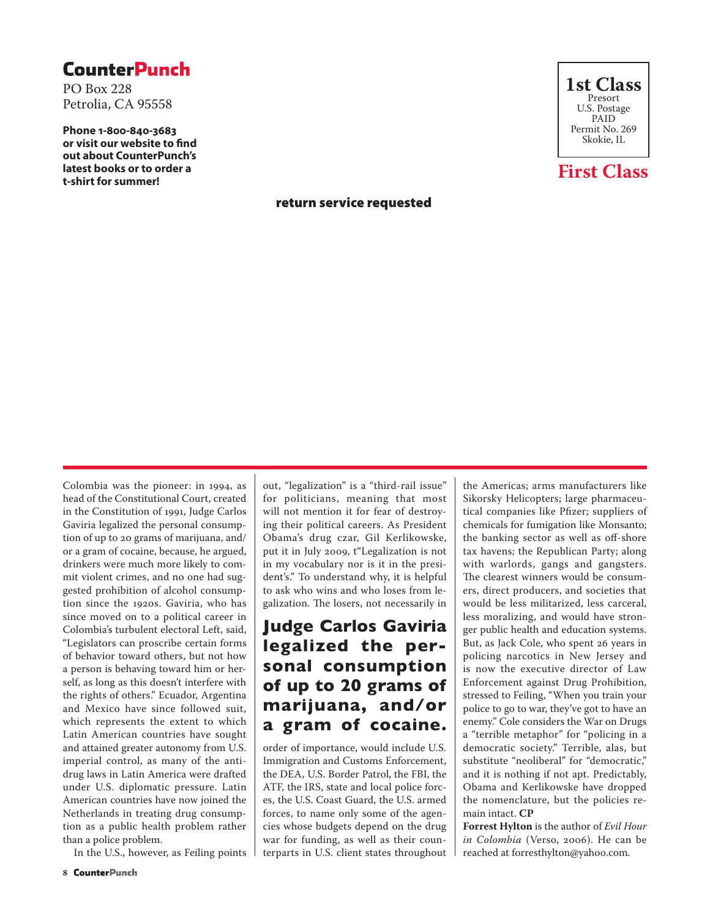**CounterPunch**

PO Box 228
Petrolia, CA 95558

**Phone 1-800-840-3683 or visit our website to find out about CounterPunch's latest books or to order a t-shirt for summer!**

**1st Class**
Presort
U.S. Postage
PAID
Permit No. 269
Skokie, IL

**First Class**

**return service requested**

Colombia was the pioneer: in 1994, as head of the Constitutional Court, created in the Constitution of 1991, Judge Carlos Gaviria legalized the personal consumption of up to 20 grams of marijuana, and/or a gram of cocaine, because, he argued, drinkers were much more likely to commit violent crimes, and no one had suggested prohibition of alcohol consumption since the 1920s. Gaviria, who has since moved on to a political career in Colombia's turbulent electoral Left, said, "Legislators can proscribe certain forms of behavior toward others, but not how a person is behaving toward him or herself, as long as this doesn't interfere with the rights of others." Ecuador, Argentina and Mexico have since followed suit, which represents the extent to which Latin American countries have sought and attained greater autonomy from U.S. imperial control, as many of the anti-drug laws in Latin America were drafted under U.S. diplomatic pressure. Latin American countries have now joined the Netherlands in treating drug consumption as a public health problem rather than a police problem.

In the U.S., however, as Feiling points out, "legalization" is a "third-rail issue" for politicians, meaning that most will not mention it for fear of destroying their political careers. As President Obama's drug czar, Gil Kerlikowske, put it in July 2009, t"Legalization is not in my vocabulary nor is it in the president's." To understand why, it is helpful to ask who wins and who loses from legalization. The losers, not necessarily in order of importance, would include U.S. Immigration and Customs Enforcement, the DEA, U.S. Border Patrol, the FBI, the ATF, the IRS, state and local police forces, the U.S. Coast Guard, the U.S. armed forces, to name only some of the agencies whose budgets depend on the drug war for funding, as well as their counterparts in U.S. client states throughout the Americas; arms manufacturers like Sikorsky Helicopters; large pharmaceutical companies like Pfizer; suppliers of chemicals for fumigation like Monsanto; the banking sector as well as off-shore tax havens; the Republican Party; along with warlords, gangs and gangsters. The clearest winners would be consumers, direct producers, and societies that would be less militarized, less carceral, less moralizing, and would have stronger public health and education systems. But, as Jack Cole, who spent 26 years in policing narcotics in New Jersey and is now the executive director of Law Enforcement against Drug Prohibition, stressed to Feiling, "When you train your police to go to war, they've got to have an enemy." Cole considers the War on Drugs a "terrible metaphor" for "policing in a democratic society." Terrible, alas, but substitute "neoliberal" for "democratic," and it is nothing if not apt. Predictably, Obama and Kerlikowske have dropped the nomenclature, but the policies remain intact. **CP**

## Judge Carlos Gaviria legalized the personal consumption of up to 20 grams of marijuana, and/or a gram of cocaine.

**Forrest Hylton** is the author of *Evil Hour in Colombia* (Verso, 2006). He can be reached at forresthylton@yahoo.com.